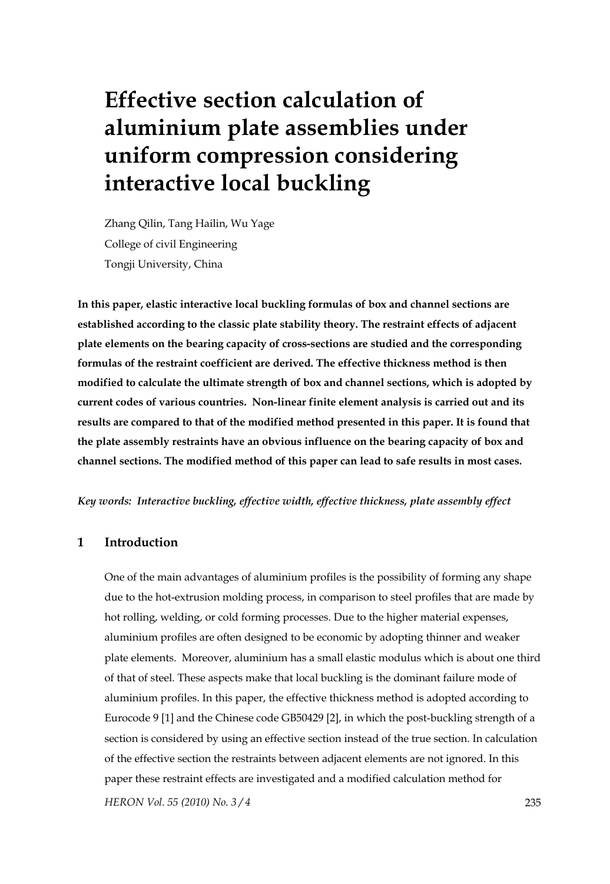# Effective section calculation of aluminium plate assemblies under uniform compression considering interactive local buckling

Zhang Qilin, Tang Hailin, Wu Yage

College of civil Engineering

Tongji University, China

**In this paper, elastic interactive local buckling formulas of box and channel sections are established according to the classic plate stability theory. The restraint effects of adjacent plate elements on the bearing capacity of cross-sections are studied and the corresponding formulas of the restraint coefficient are derived. The effective thickness method is then modified to calculate the ultimate strength of box and channel sections, which is adopted by current codes of various countries. Non-linear finite element analysis is carried out and its results are compared to that of the modified method presented in this paper. It is found that the plate assembly restraints have an obvious influence on the bearing capacity of box and channel sections. The modified method of this paper can lead to safe results in most cases.**

***Key words: Interactive buckling, effective width, effective thickness, plate assembly effect***

## 1 Introduction

One of the main advantages of aluminium profiles is the possibility of forming any shape due to the hot-extrusion molding process, in comparison to steel profiles that are made by hot rolling, welding, or cold forming processes. Due to the higher material expenses, aluminium profiles are often designed to be economic by adopting thinner and weaker plate elements. Moreover, aluminium has a small elastic modulus which is about one third of that of steel. These aspects make that local buckling is the dominant failure mode of aluminium profiles. In this paper, the effective thickness method is adopted according to Eurocode 9 [1] and the Chinese code GB50429 [2], in which the post-buckling strength of a section is considered by using an effective section instead of the true section. In calculation of the effective section the restraints between adjacent elements are not ignored. In this paper these restraint effects are investigated and a modified calculation method for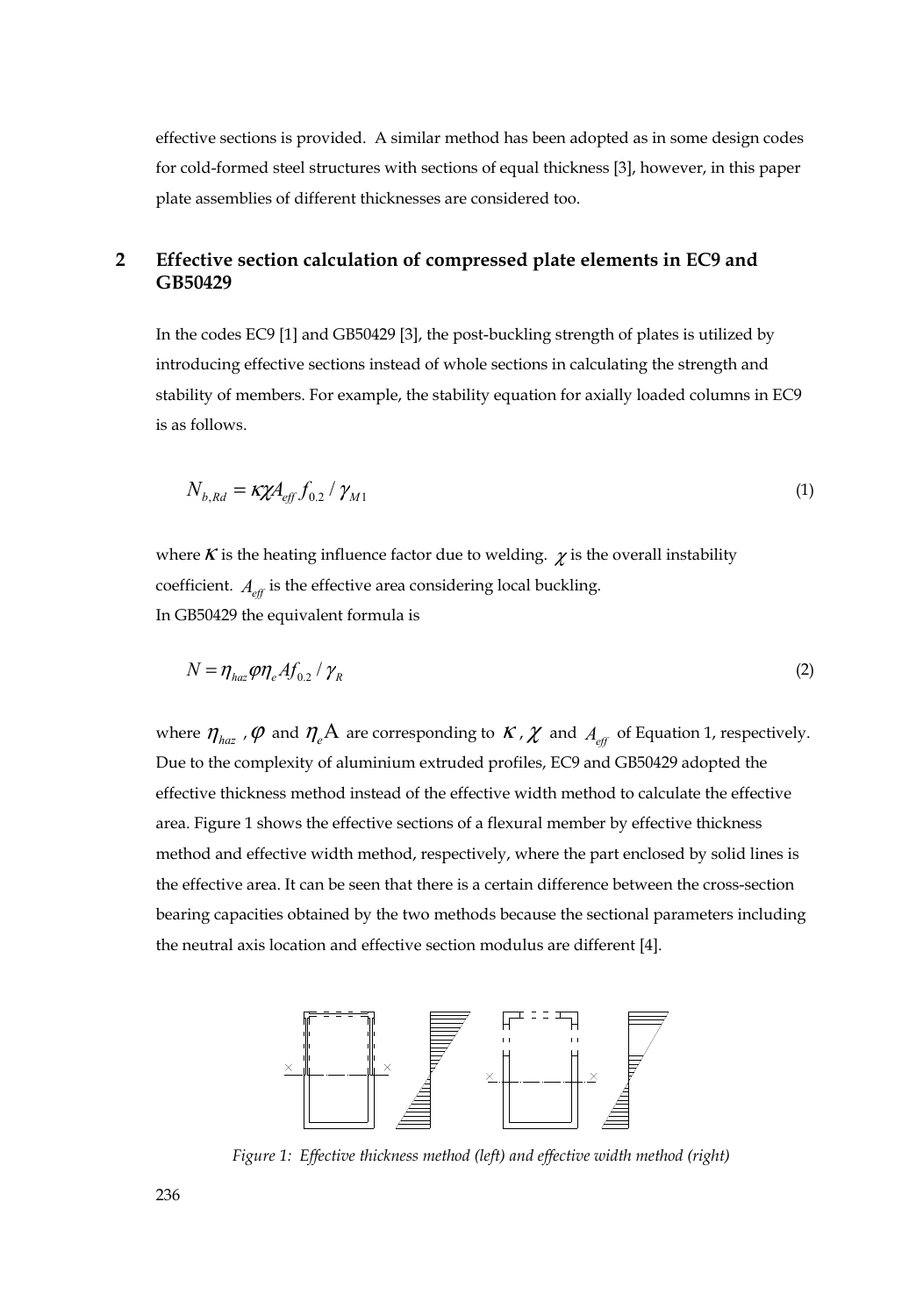effective sections is provided. A similar method has been adopted as in some design codes for cold-formed steel structures with sections of equal thickness [3], however, in this paper plate assemblies of different thicknesses are considered too.

## 2 Effective section calculation of compressed plate elements in EC9 and GB50429

In the codes EC9 [1] and GB50429 [3], the post-buckling strength of plates is utilized by introducing effective sections instead of whole sections in calculating the strength and stability of members. For example, the stability equation for axially loaded columns in EC9 is as follows.

$$N_{b,Rd} = \kappa \chi A_{eff} f_{0.2} / \gamma_{M1} \tag{1}$$

where $\kappa$ is the heating influence factor due to welding. $\chi$ is the overall instability coefficient. $A_{eff}$ is the effective area considering local buckling.
In GB50429 the equivalent formula is

$$N = \eta_{haz} \varphi \eta_e A f_{0.2} / \gamma_R \tag{2}$$

where $\eta_{haz}$, $\varphi$ and $\eta_e \mathrm{A}$ are corresponding to $\kappa$, $\chi$ and $A_{eff}$ of Equation 1, respectively. Due to the complexity of aluminium extruded profiles, EC9 and GB50429 adopted the effective thickness method instead of the effective width method to calculate the effective area. Figure 1 shows the effective sections of a flexural member by effective thickness method and effective width method, respectively, where the part enclosed by solid lines is the effective area. It can be seen that there is a certain difference between the cross-section bearing capacities obtained by the two methods because the sectional parameters including the neutral axis location and effective section modulus are different [4].

*Figure 1: Effective thickness method (left) and effective width method (right)*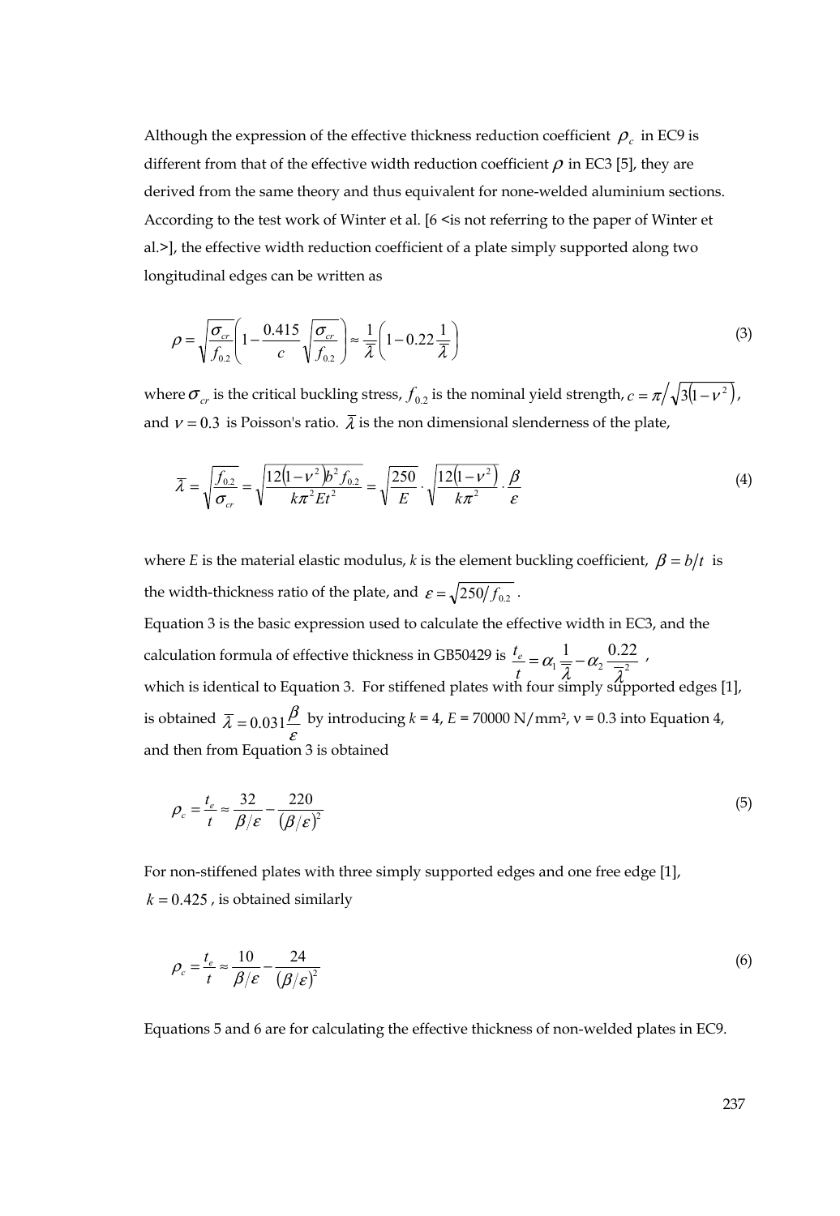Although the expression of the effective thickness reduction coefficient $\rho_c$ in EC9 is different from that of the effective width reduction coefficient $\rho$ in EC3 [5], they are derived from the same theory and thus equivalent for none-welded aluminium sections. According to the test work of Winter et al. [6 <is not referring to the paper of Winter et al.>], the effective width reduction coefficient of a plate simply supported along two longitudinal edges can be written as

$$\rho = \sqrt{\frac{\sigma_{cr}}{f_{0.2}}}\left(1 - \frac{0.415}{c}\sqrt{\frac{\sigma_{cr}}{f_{0.2}}}\right) \approx \frac{1}{\overline{\lambda}}\left(1 - 0.22\frac{1}{\overline{\lambda}}\right) \tag{3}$$

where $\sigma_{cr}$ is the critical buckling stress, $f_{0.2}$ is the nominal yield strength, $c = \pi\big/\sqrt{3\left(1-\nu^2\right)}$, and $\nu = 0.3$ is Poisson's ratio. $\overline{\lambda}$ is the non dimensional slenderness of the plate,

$$\overline{\lambda} = \sqrt{\frac{f_{0.2}}{\sigma_{cr}}} = \sqrt{\frac{12\left(1-\nu^2\right)b^2 f_{0.2}}{k\pi^2 E t^2}} = \sqrt{\frac{250}{E}} \cdot \sqrt{\frac{12\left(1-\nu^2\right)}{k\pi^2}} \cdot \frac{\beta}{\varepsilon} \tag{4}$$

where *E* is the material elastic modulus, *k* is the element buckling coefficient, $\beta = b/t$ is the width-thickness ratio of the plate, and $\varepsilon = \sqrt{250/f_{0.2}}$.

Equation 3 is the basic expression used to calculate the effective width in EC3, and the calculation formula of effective thickness in GB50429 is $\frac{t_e}{t} = \alpha_1 \frac{1}{\overline{\lambda}} - \alpha_2 \frac{0.22}{\overline{\lambda}^2}$, which is identical to Equation 3. For stiffened plates with four simply supported edges [1], is obtained $\overline{\lambda} = 0.031\frac{\beta}{\varepsilon}$ by introducing $k = 4$, $E = 70000$ N/mm², $\nu = 0.3$ into Equation 4, and then from Equation 3 is obtained

$$\rho_c = \frac{t_e}{t} \approx \frac{32}{\beta/\varepsilon} - \frac{220}{\left(\beta/\varepsilon\right)^2} \tag{5}$$

For non-stiffened plates with three simply supported edges and one free edge [1], $k = 0.425$, is obtained similarly

$$\rho_c = \frac{t_e}{t} \approx \frac{10}{\beta/\varepsilon} - \frac{24}{\left(\beta/\varepsilon\right)^2} \tag{6}$$

Equations 5 and 6 are for calculating the effective thickness of non-welded plates in EC9.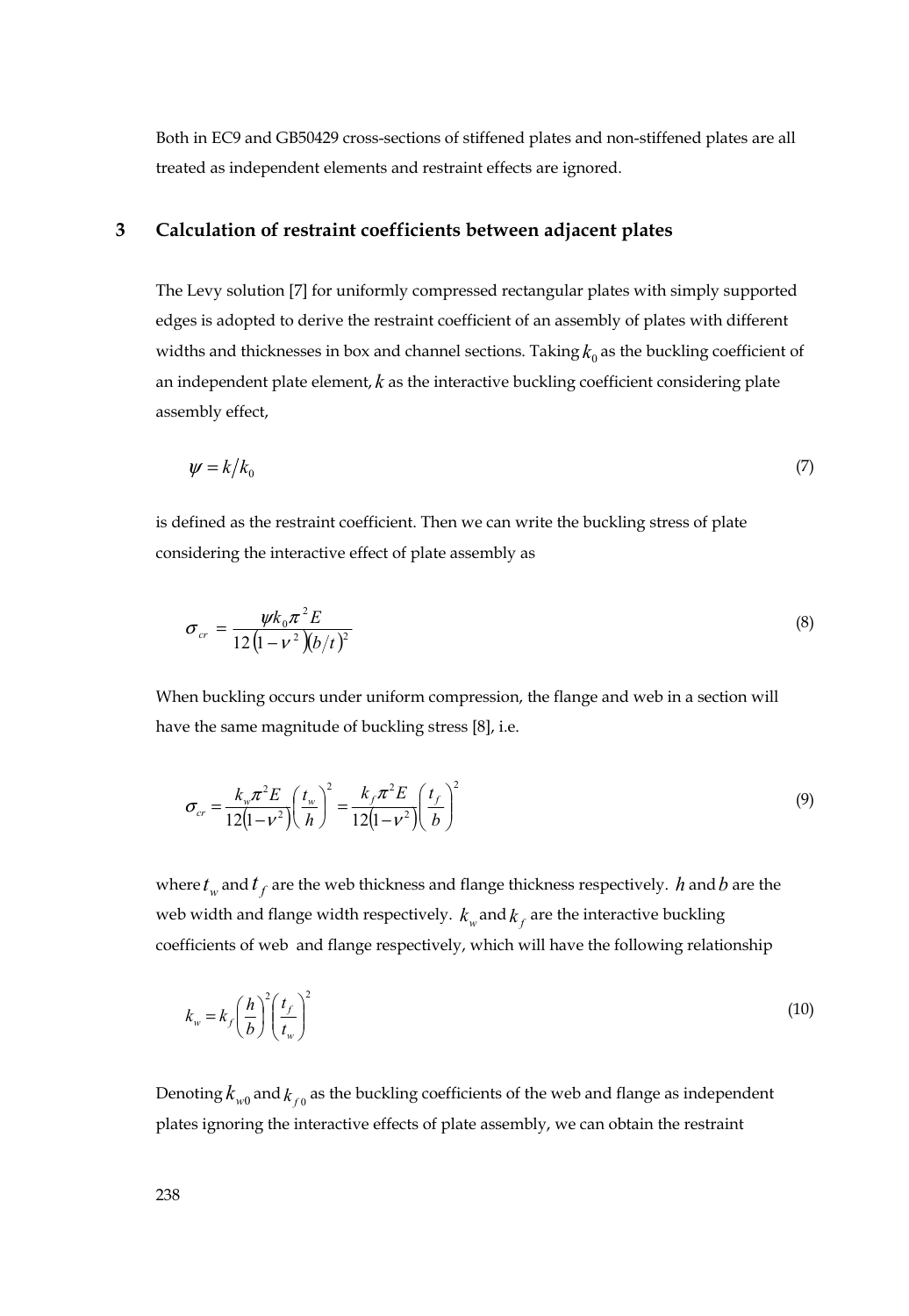Both in EC9 and GB50429 cross-sections of stiffened plates and non-stiffened plates are all treated as independent elements and restraint effects are ignored.

## 3 Calculation of restraint coefficients between adjacent plates

The Levy solution [7] for uniformly compressed rectangular plates with simply supported edges is adopted to derive the restraint coefficient of an assembly of plates with different widths and thicknesses in box and channel sections. Taking $k_0$ as the buckling coefficient of an independent plate element, $k$ as the interactive buckling coefficient considering plate assembly effect,

$$\psi = k/k_0 \tag{7}$$

is defined as the restraint coefficient. Then we can write the buckling stress of plate considering the interactive effect of plate assembly as

$$\sigma_{cr} = \frac{\psi k_0 \pi^2 E}{12\left(1-\nu^2\right)\left(b/t\right)^2} \tag{8}$$

When buckling occurs under uniform compression, the flange and web in a section will have the same magnitude of buckling stress [8], i.e.

$$\sigma_{cr} = \frac{k_w \pi^2 E}{12\left(1-\nu^2\right)}\left(\frac{t_w}{h}\right)^2 = \frac{k_f \pi^2 E}{12\left(1-\nu^2\right)}\left(\frac{t_f}{b}\right)^2 \tag{9}$$

where $t_w$ and $t_f$ are the web thickness and flange thickness respectively. $h$ and $b$ are the web width and flange width respectively. $k_w$ and $k_f$ are the interactive buckling coefficients of web and flange respectively, which will have the following relationship

$$k_w = k_f\left(\frac{h}{b}\right)^2\left(\frac{t_f}{t_w}\right)^2 \tag{10}$$

Denoting $k_{w0}$ and $k_{f0}$ as the buckling coefficients of the web and flange as independent plates ignoring the interactive effects of plate assembly, we can obtain the restraint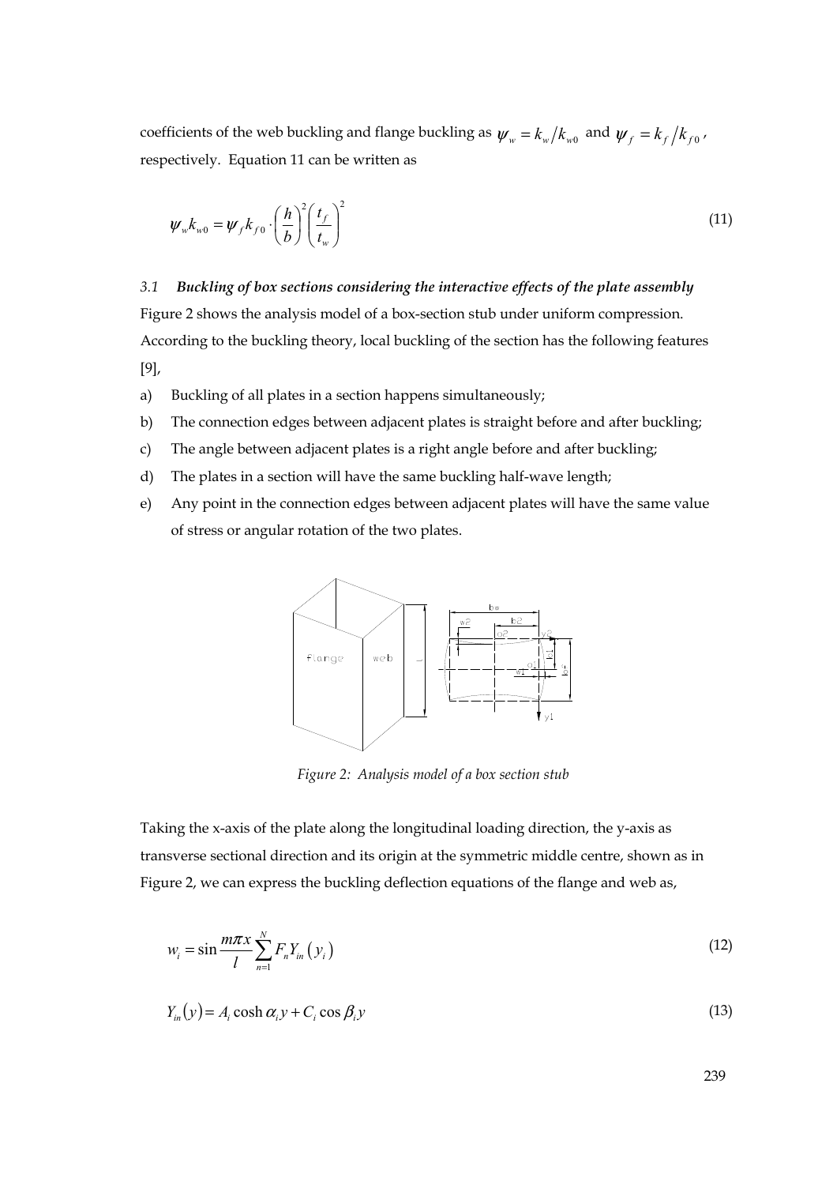coefficients of the web buckling and flange buckling as $\psi_w = k_w/k_{w0}$ and $\psi_f = k_f/k_{f0}$, respectively. Equation 11 can be written as

$$\psi_w k_{w0} = \psi_f k_{f0} \cdot \left(\frac{h}{b}\right)^2 \left(\frac{t_f}{t_w}\right)^2 \tag{11}$$

### 3.1 *Buckling of box sections considering the interactive effects of the plate assembly*

Figure 2 shows the analysis model of a box-section stub under uniform compression. According to the buckling theory, local buckling of the section has the following features [9],

a) Buckling of all plates in a section happens simultaneously;
b) The connection edges between adjacent plates is straight before and after buckling;
c) The angle between adjacent plates is a right angle before and after buckling;
d) The plates in a section will have the same buckling half-wave length;
e) Any point in the connection edges between adjacent plates will have the same value of stress or angular rotation of the two plates.

*Figure 2: Analysis model of a box section stub*

Taking the x-axis of the plate along the longitudinal loading direction, the y-axis as transverse sectional direction and its origin at the symmetric middle centre, shown as in Figure 2, we can express the buckling deflection equations of the flange and web as,

$$w_i = \sin\frac{m\pi x}{l}\sum_{n=1}^{N} F_n Y_{in}\left(y_i\right) \tag{12}$$

$$Y_{in}(y) = A_i \cosh \alpha_i y + C_i \cos \beta_i y \tag{13}$$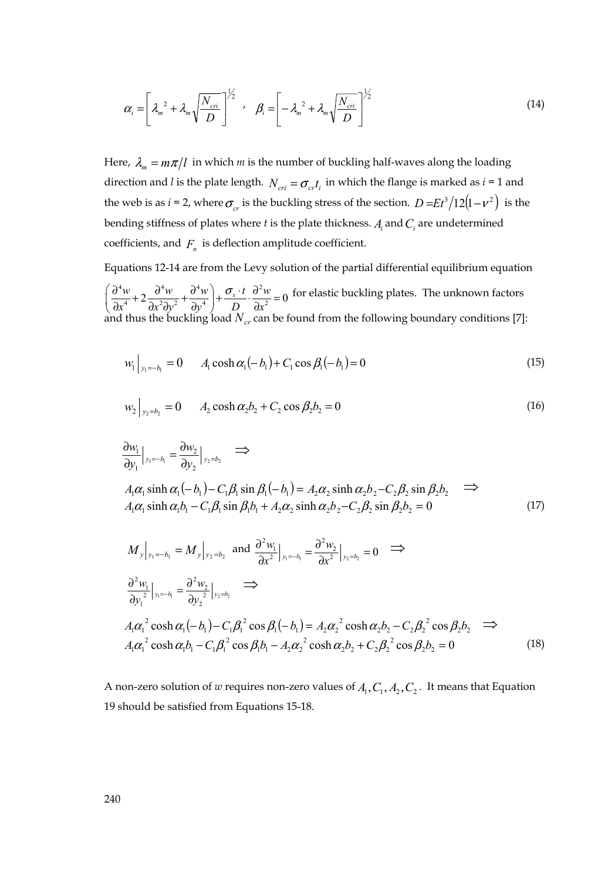$$\alpha_i = \left[ \lambda_m{}^2 + \lambda_m \sqrt{\frac{N_{cri}}{D}} \right]^{\frac{1}{2}} \;,\quad \beta_i = \left[ -\lambda_m{}^2 + \lambda_m \sqrt{\frac{N_{cri}}{D}} \right]^{\frac{1}{2}} \tag{14}$$

Here, $\lambda_m = m\pi/l$ in which $m$ is the number of buckling half-waves along the loading direction and $l$ is the plate length. $N_{cri} = \sigma_{cr} t_i$ in which the flange is marked as $i$ = 1 and the web is as $i$ = 2, where $\sigma_{cr}$ is the buckling stress of the section. $D = Et^3/12(1-\nu^2)$ is the bending stiffness of plates where $t$ is the plate thickness. $A_i$ and $C_i$ are undetermined coefficients, and $F_n$ is deflection amplitude coefficient.

Equations 12-14 are from the Levy solution of the partial differential equilibrium equation $\left( \frac{\partial^4 w}{\partial x^4} + 2\frac{\partial^4 w}{\partial x^2 \partial y^2} + \frac{\partial^4 w}{\partial y^4} \right) + \frac{\sigma_x \cdot t}{D} \cdot \frac{\partial^2 w}{\partial x^2} = 0$ for elastic buckling plates. The unknown factors and thus the buckling load $N_{cr}$ can be found from the following boundary conditions [7]:

$$w_1 \Big|_{y_1 = -b_1} = 0 \qquad A_1 \cosh \alpha_1 (-b_1) + C_1 \cos \beta_1 (-b_1) = 0 \tag{15}$$

$$w_2 \Big|_{y_2 = b_2} = 0 \qquad A_2 \cosh \alpha_2 b_2 + C_2 \cos \beta_2 b_2 = 0 \tag{16}$$

$$\frac{\partial w_1}{\partial y_1}\Big|_{y_1=-b_1} = \frac{\partial w_2}{\partial y_2}\Big|_{y_2=b_2} \quad \Rightarrow$$

$$A_1\alpha_1 \sinh \alpha_1(-b_1) - C_1\beta_1 \sin \beta_1(-b_1) = A_2\alpha_2 \sinh \alpha_2 b_2 - C_2\beta_2 \sin \beta_2 b_2 \quad \Rightarrow$$
$$A_1\alpha_1 \sinh \alpha_1 b_1 - C_1\beta_1 \sin \beta_1 b_1 + A_2\alpha_2 \sinh \alpha_2 b_2 - C_2\beta_2 \sin \beta_2 b_2 = 0 \tag{17}$$

$$M_y \Big|_{y_1=-b_1} = M_y \Big|_{y_2=b_2} \text{ and } \frac{\partial^2 w_1}{\partial x^2}\Big|_{y_1=-b_1} = \frac{\partial^2 w_2}{\partial x^2}\Big|_{y_2=b_2} = 0 \quad \Rightarrow$$

$$\frac{\partial^2 w_1}{\partial y_1{}^2}\Big|_{y_1=-b_1} = \frac{\partial^2 w_2}{\partial y_2{}^2}\Big|_{y_2=b_2} \quad \Rightarrow$$

$$A_1\alpha_1{}^2 \cosh \alpha_1(-b_1) - C_1\beta_1{}^2 \cos \beta_1(-b_1) = A_2\alpha_2{}^2 \cosh \alpha_2 b_2 - C_2\beta_2{}^2 \cos \beta_2 b_2 \quad \Rightarrow$$
$$A_1\alpha_1{}^2 \cosh \alpha_1 b_1 - C_1\beta_1{}^2 \cos \beta_1 b_1 - A_2\alpha_2{}^2 \cosh \alpha_2 b_2 + C_2\beta_2{}^2 \cos \beta_2 b_2 = 0 \tag{18}$$

A non-zero solution of $w$ requires non-zero values of $A_1, C_1, A_2, C_2$. It means that Equation 19 should be satisfied from Equations 15-18.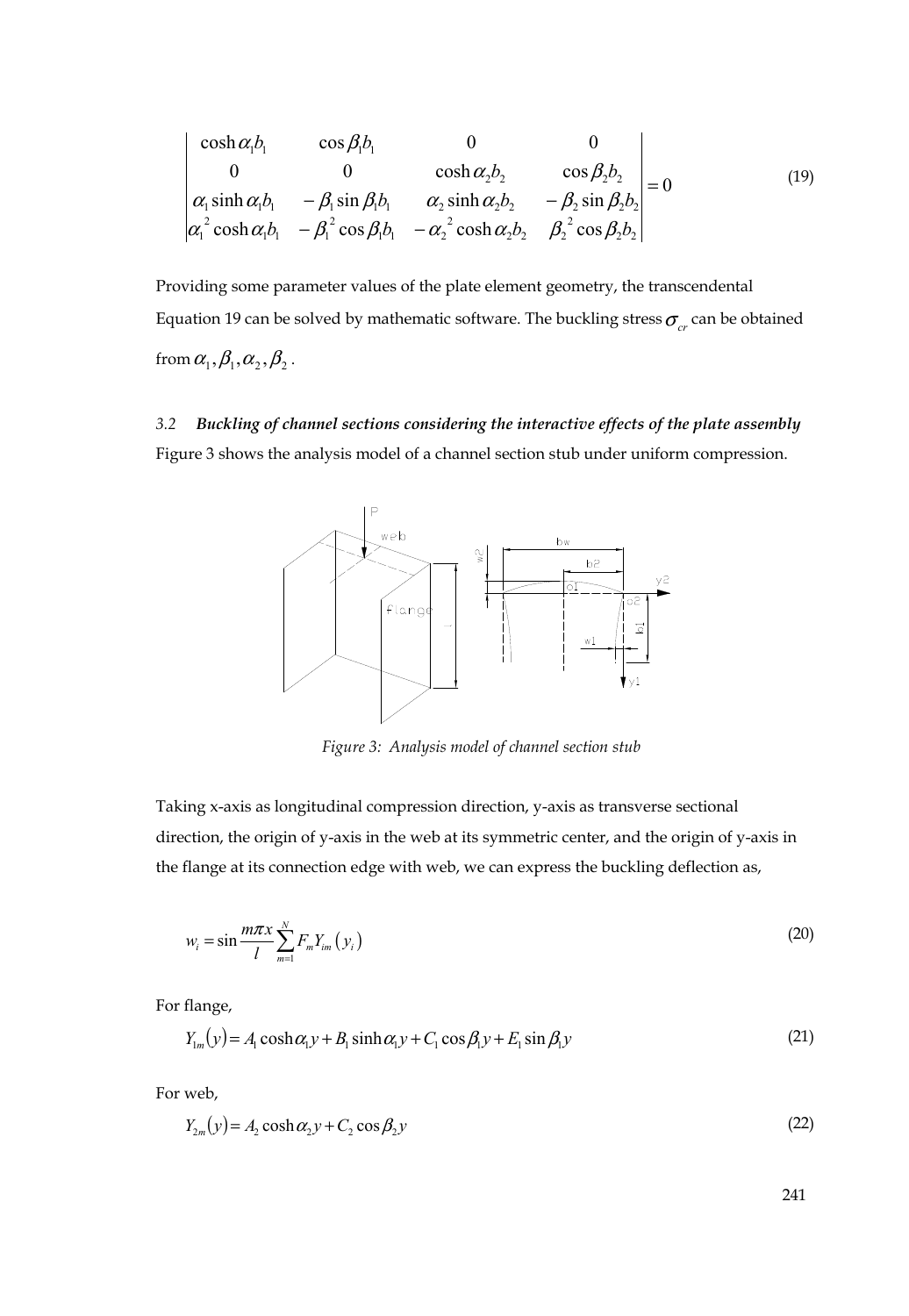$$
\begin{vmatrix}
\cosh \alpha_1 b_1 & \cos \beta_1 b_1 & 0 & 0 \\
0 & 0 & \cosh \alpha_2 b_2 & \cos \beta_2 b_2 \\
\alpha_1 \sinh \alpha_1 b_1 & -\beta_1 \sin \beta_1 b_1 & \alpha_2 \sinh \alpha_2 b_2 & -\beta_2 \sin \beta_2 b_2 \\
\alpha_1^2 \cosh \alpha_1 b_1 & -\beta_1^2 \cos \beta_1 b_1 & -\alpha_2^2 \cosh \alpha_2 b_2 & \beta_2^2 \cos \beta_2 b_2
\end{vmatrix} = 0 \tag{19}
$$

Providing some parameter values of the plate element geometry, the transcendental Equation 19 can be solved by mathematic software. The buckling stress $\sigma_{cr}$ can be obtained from $\alpha_1, \beta_1, \alpha_2, \beta_2$.

### *3.2 Buckling of channel sections considering the interactive effects of the plate assembly*

Figure 3 shows the analysis model of a channel section stub under uniform compression.

*Figure 3: Analysis model of channel section stub*

Taking x-axis as longitudinal compression direction, y-axis as transverse sectional direction, the origin of y-axis in the web at its symmetric center, and the origin of y-axis in the flange at its connection edge with web, we can express the buckling deflection as,

$$
w_i = \sin \frac{m\pi x}{l} \sum_{m=1}^{N} F_m Y_{im}\left(y_i\right) \tag{20}
$$

For flange,

$$
Y_{1m}(y) = A_1 \cosh \alpha_1 y + B_1 \sinh \alpha_1 y + C_1 \cos \beta_1 y + E_1 \sin \beta_1 y \tag{21}
$$

For web,

$$
Y_{2m}(y) = A_2 \cosh \alpha_2 y + C_2 \cos \beta_2 y \tag{22}
$$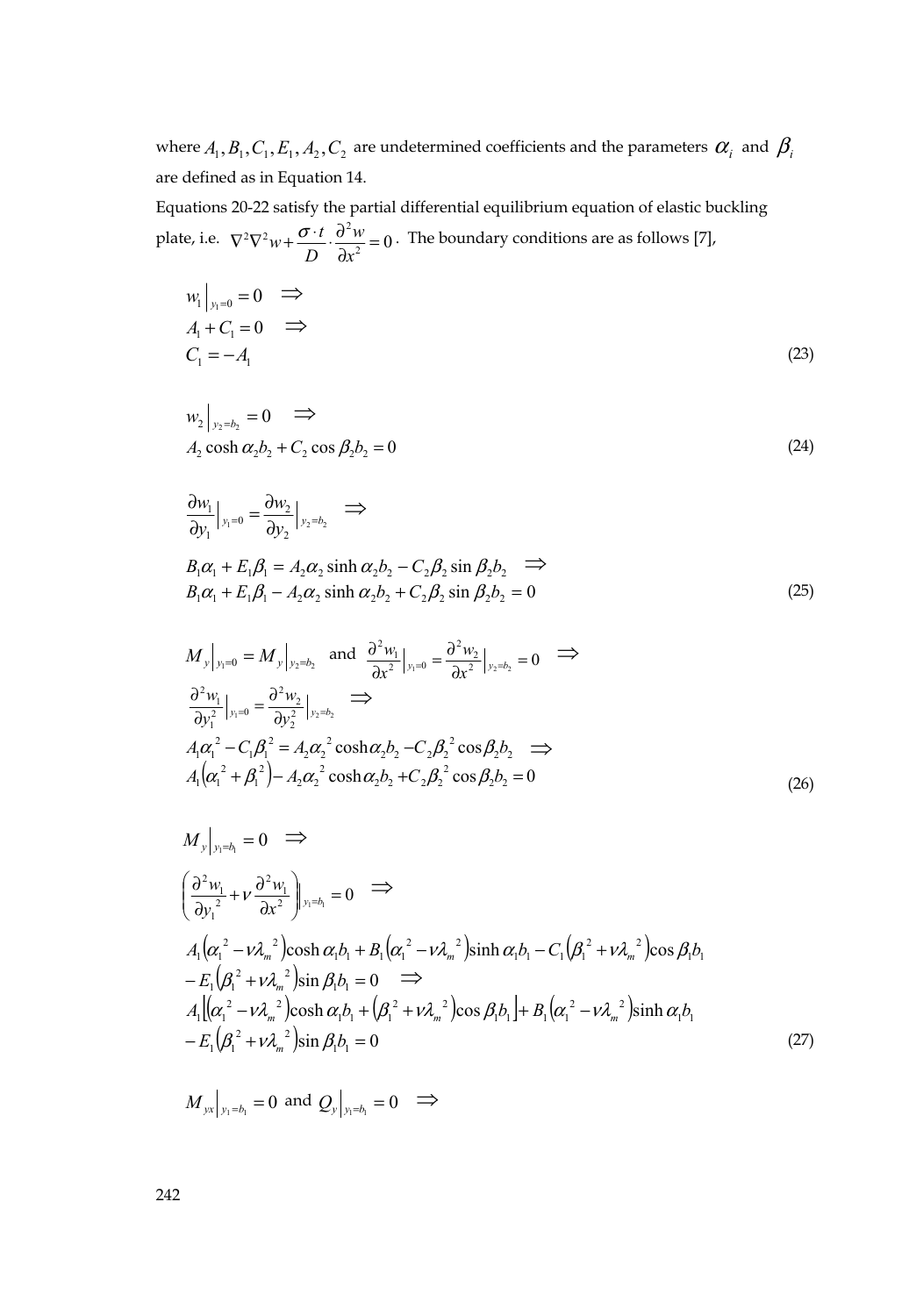where $A_1, B_1, C_1, E_1, A_2, C_2$ are undetermined coefficients and the parameters $\alpha_i$ and $\beta_i$ are defined as in Equation 14.

Equations 20-22 satisfy the partial differential equilibrium equation of elastic buckling plate, i.e. $\nabla^2\nabla^2 w + \frac{\sigma \cdot t}{D} \cdot \frac{\partial^2 w}{\partial x^2} = 0$. The boundary conditions are as follows [7],

$$
\begin{aligned}
& w_1\Big|_{y_1=0} = 0 \quad \Rightarrow \\
& A_1 + C_1 = 0 \quad \Rightarrow \\
& C_1 = -A_1
\end{aligned}
\tag{23}
$$

$$
\begin{aligned}
& w_2\Big|_{y_2=b_2} = 0 \quad \Rightarrow \\
& A_2 \cosh \alpha_2 b_2 + C_2 \cos \beta_2 b_2 = 0
\end{aligned}
\tag{24}
$$

$$
\begin{aligned}
& \frac{\partial w_1}{\partial y_1}\Big|_{y_1=0} = \frac{\partial w_2}{\partial y_2}\Big|_{y_2=b_2} \quad \Rightarrow \\
& B_1\alpha_1 + E_1\beta_1 = A_2\alpha_2 \sinh \alpha_2 b_2 - C_2\beta_2 \sin \beta_2 b_2 \quad \Rightarrow \\
& B_1\alpha_1 + E_1\beta_1 - A_2\alpha_2 \sinh \alpha_2 b_2 + C_2\beta_2 \sin \beta_2 b_2 = 0
\end{aligned}
\tag{25}
$$

$$
\begin{aligned}
& M_y\Big|_{y_1=0} = M_y\Big|_{y_2=b_2} \quad \text{and} \quad \frac{\partial^2 w_1}{\partial x^2}\Big|_{y_1=0} = \frac{\partial^2 w_2}{\partial x^2}\Big|_{y_2=b_2} = 0 \quad \Rightarrow \\
& \frac{\partial^2 w_1}{\partial y_1^2}\Big|_{y_1=0} = \frac{\partial^2 w_2}{\partial y_2^2}\Big|_{y_2=b_2} \quad \Rightarrow \\
& A_1\alpha_1^{\,2} - C_1\beta_1^{\,2} = A_2\alpha_2^{\,2} \cosh\alpha_2 b_2 - C_2\beta_2^{\,2} \cos\beta_2 b_2 \quad \Rightarrow \\
& A_1\left(\alpha_1^{\,2} + \beta_1^{\,2}\right) - A_2\alpha_2^{\,2} \cosh\alpha_2 b_2 + C_2\beta_2^{\,2} \cos\beta_2 b_2 = 0
\end{aligned}
\tag{26}
$$

$$
\begin{aligned}
& M_y\Big|_{y_1=b_1} = 0 \quad \Rightarrow \\
& \left(\frac{\partial^2 w_1}{\partial y_1^{\,2}} + \nu \frac{\partial^2 w_1}{\partial x^2}\right)\Bigg|_{y_1=b_1} = 0 \quad \Rightarrow \\
& A_1\left(\alpha_1^{\,2} - \nu\lambda_m^{\,2}\right)\cosh \alpha_1 b_1 + B_1\left(\alpha_1^{\,2} - \nu\lambda_m^{\,2}\right)\sinh \alpha_1 b_1 - C_1\left(\beta_1^{\,2} + \nu\lambda_m^{\,2}\right)\cos \beta_1 b_1 \\
& - E_1\left(\beta_1^{\,2} + \nu\lambda_m^{\,2}\right)\sin \beta_1 b_1 = 0 \quad \Rightarrow \\
& A_1\left[\left(\alpha_1^{\,2} - \nu\lambda_m^{\,2}\right)\cosh \alpha_1 b_1 + \left(\beta_1^{\,2} + \nu\lambda_m^{\,2}\right)\cos \beta_1 b_1\right] + B_1\left(\alpha_1^{\,2} - \nu\lambda_m^{\,2}\right)\sinh \alpha_1 b_1 \\
& - E_1\left(\beta_1^{\,2} + \nu\lambda_m^{\,2}\right)\sin \beta_1 b_1 = 0
\end{aligned}
\tag{27}
$$

$M_{yx}\Big|_{y_1=b_1} = 0$ and $Q_y\Big|_{y_1=b_1} = 0 \quad \Rightarrow$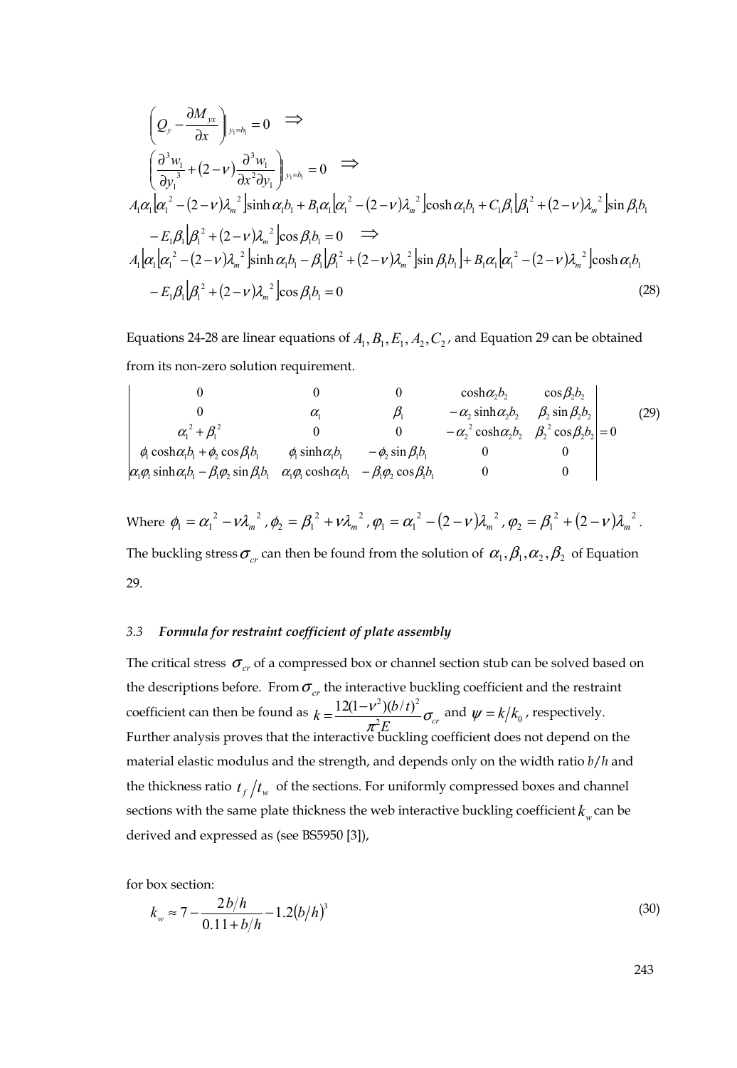$$
\left( Q_y - \frac{\partial M_{yx}}{\partial x} \right)\Bigg|_{y_1 = b_1} = 0 \quad \Rightarrow
$$

$$
\left( \frac{\partial^3 w_1}{\partial y_1^{\,3}} + (2-\nu)\frac{\partial^3 w_1}{\partial x^2 \partial y_1} \right)\Bigg|_{y_1 = b_1} = 0 \quad \Rightarrow
$$

$$
A_1\alpha_1\left[\alpha_1^{\,2} - (2-\nu)\lambda_m^{\,2}\right]\sinh\alpha_1 b_1 + B_1\alpha_1\left[\alpha_1^{\,2} - (2-\nu)\lambda_m^{\,2}\right]\cosh\alpha_1 b_1 + C_1\beta_1\left[\beta_1^{\,2} + (2-\nu)\lambda_m^{\,2}\right]\sin\beta_1 b_1
$$

$$
- E_1\beta_1\left[\beta_1^{\,2} + (2-\nu)\lambda_m^{\,2}\right]\cos\beta_1 b_1 = 0 \quad \Rightarrow
$$

$$
A_1\left[\alpha_1\left[\alpha_1^{\,2} - (2-\nu)\lambda_m^{\,2}\right]\sinh\alpha_1 b_1 - \beta_1\left[\beta_1^{\,2} + (2-\nu)\lambda_m^{\,2}\right]\sin\beta_1 b_1\right] + B_1\alpha_1\left[\alpha_1^{\,2} - (2-\nu)\lambda_m^{\,2}\right]\cosh\alpha_1 b_1
$$

$$
- E_1\beta_1\left[\beta_1^{\,2} + (2-\nu)\lambda_m^{\,2}\right]\cos\beta_1 b_1 = 0 \tag{28}
$$

Equations 24-28 are linear equations of $A_1, B_1, E_1, A_2, C_2$, and Equation 29 can be obtained from its non-zero solution requirement.

$$
\begin{vmatrix}
0 & 0 & 0 & \cosh\alpha_2 b_2 & \cos\beta_2 b_2 \\
0 & \alpha_1 & \beta_1 & -\alpha_2\sinh\alpha_2 b_2 & \beta_2\sin\beta_2 b_2 \\
\alpha_1^{\,2} + \beta_1^{\,2} & 0 & 0 & -\alpha_2^{\,2}\cosh\alpha_2 b_2 & \beta_2^{\,2}\cos\beta_2 b_2 \\
\phi_1\cosh\alpha_1 b_1 + \phi_2\cos\beta_1 b_1 & \phi_1\sinh\alpha_1 b_1 & -\phi_2\sin\beta_1 b_1 & 0 & 0 \\
\alpha_1\varphi_1\sinh\alpha_1 b_1 - \beta_1\varphi_2\sin\beta_1 b_1 & \alpha_1\varphi_1\cosh\alpha_1 b_1 & -\beta_1\varphi_2\cos\beta_1 b_1 & 0 & 0
\end{vmatrix} = 0 \tag{29}
$$

Where $\phi_1 = \alpha_1^{\,2} - \nu\lambda_m^{\,2}$, $\phi_2 = \beta_1^{\,2} + \nu\lambda_m^{\,2}$, $\varphi_1 = \alpha_1^{\,2} - (2-\nu)\lambda_m^{\,2}$, $\varphi_2 = \beta_1^{\,2} + (2-\nu)\lambda_m^{\,2}$.
The buckling stress $\sigma_{cr}$ can then be found from the solution of $\alpha_1, \beta_1, \alpha_2, \beta_2$ of Equation 29.

### 3.3 *Formula for restraint coefficient of plate assembly*

The critical stress $\sigma_{cr}$ of a compressed box or channel section stub can be solved based on the descriptions before. From $\sigma_{cr}$ the interactive buckling coefficient and the restraint coefficient can then be found as $k = \dfrac{12(1-\nu^2)(b/t)^2}{\pi^2 E}\sigma_{cr}$ and $\psi = k/k_0$, respectively. Further analysis proves that the interactive buckling coefficient does not depend on the material elastic modulus and the strength, and depends only on the width ratio $b/h$ and the thickness ratio $t_f/t_w$ of the sections. For uniformly compressed boxes and channel sections with the same plate thickness the web interactive buckling coefficient $k_w$ can be derived and expressed as (see BS5950 [3]),

for box section:

$$
k_w \approx 7 - \frac{2b/h}{0.11 + b/h} - 1.2(b/h)^3 \tag{30}
$$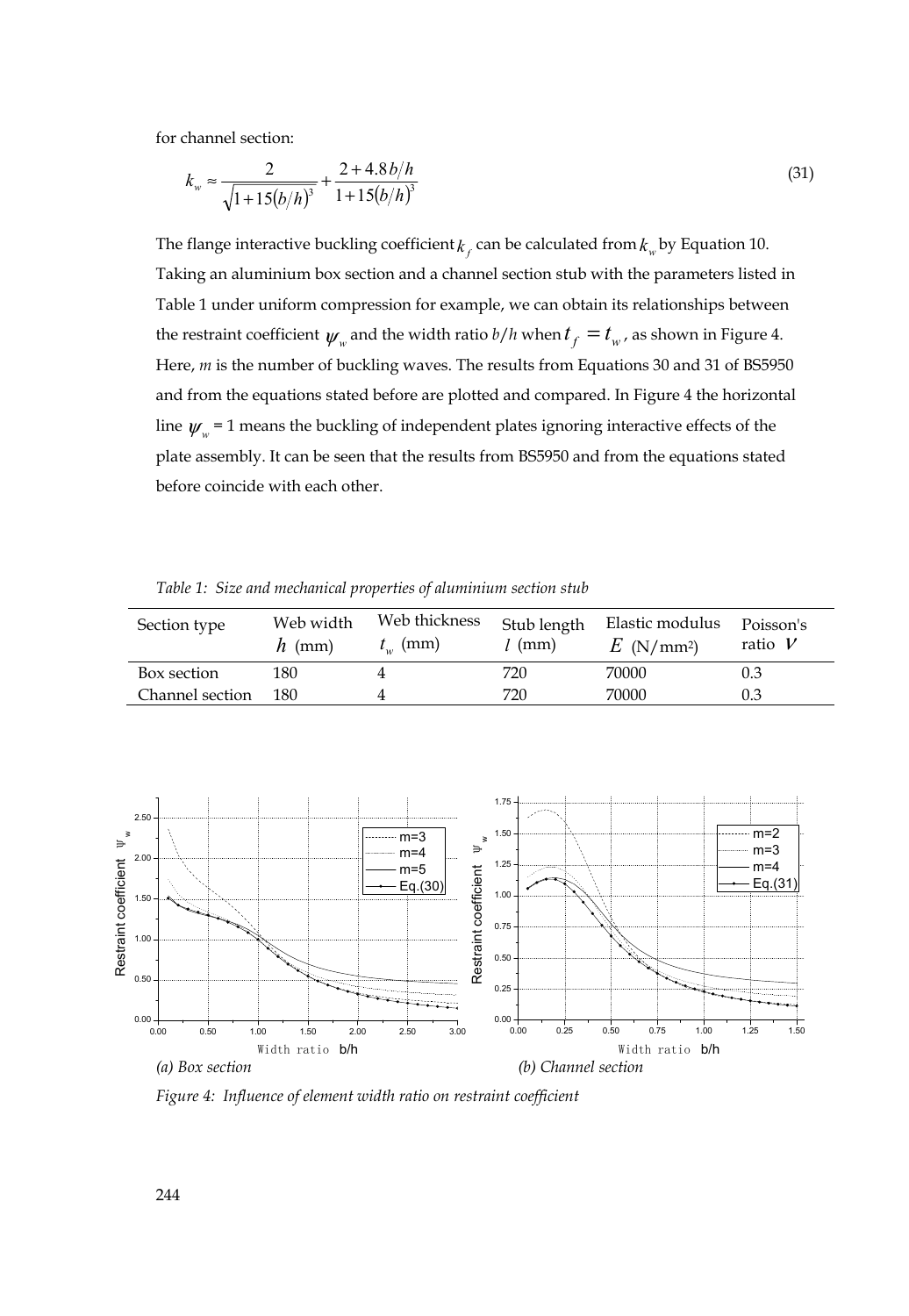for channel section:

$$k_w \approx \frac{2}{\sqrt{1+15(b/h)^3}} + \frac{2+4.8\,b/h}{1+15(b/h)^3} \tag{31}$$

The flange interactive buckling coefficient $k_f$ can be calculated from $k_w$ by Equation 10. Taking an aluminium box section and a channel section stub with the parameters listed in Table 1 under uniform compression for example, we can obtain its relationships between the restraint coefficient $\psi_w$ and the width ratio $b/h$ when $t_f = t_w$, as shown in Figure 4. Here, *m* is the number of buckling waves. The results from Equations 30 and 31 of BS5950 and from the equations stated before are plotted and compared. In Figure 4 the horizontal line $\psi_w = 1$ means the buckling of independent plates ignoring interactive effects of the plate assembly. It can be seen that the results from BS5950 and from the equations stated before coincide with each other.

*Table 1: Size and mechanical properties of aluminium section stub*

| Section type | Web width $h$ (mm) | Web thickness $t_w$ (mm) | Stub length $l$ (mm) | Elastic modulus $E$ (N/mm²) | Poisson's ratio $\nu$ |
|---|---|---|---|---|---|
| Box section | 180 | 4 | 720 | 70000 | 0.3 |
| Channel section | 180 | 4 | 720 | 70000 | 0.3 |

*(a) Box section* *(b) Channel section*

*Figure 4: Influence of element width ratio on restraint coefficient*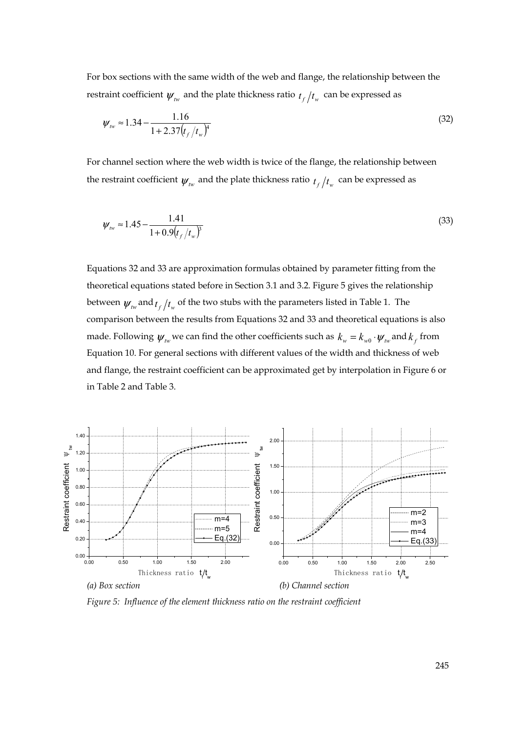For box sections with the same width of the web and flange, the relationship between the restraint coefficient $\psi_{tw}$ and the plate thickness ratio $t_f/t_w$ can be expressed as

$$\psi_{tw} \approx 1.34 - \frac{1.16}{1 + 2.37\left(t_f/t_w\right)^4} \tag{32}$$

For channel section where the web width is twice of the flange, the relationship between the restraint coefficient $\psi_{tw}$ and the plate thickness ratio $t_f/t_w$ can be expressed as

$$\psi_{tw} \approx 1.45 - \frac{1.41}{1 + 0.9\left(t_f/t_w\right)^3} \tag{33}$$

Equations 32 and 33 are approximation formulas obtained by parameter fitting from the theoretical equations stated before in Section 3.1 and 3.2. Figure 5 gives the relationship between $\psi_{tw}$ and $t_f/t_w$ of the two stubs with the parameters listed in Table 1. The comparison between the results from Equations 32 and 33 and theoretical equations is also made. Following $\psi_{tw}$ we can find the other coefficients such as $k_w = k_{w0} \cdot \psi_{tw}$ and $k_f$ from Equation 10. For general sections with different values of the width and thickness of web and flange, the restraint coefficient can be approximated get by interpolation in Figure 6 or in Table 2 and Table 3.

*(a) Box section* *(b) Channel section*

*Figure 5: Influence of the element thickness ratio on the restraint coefficient*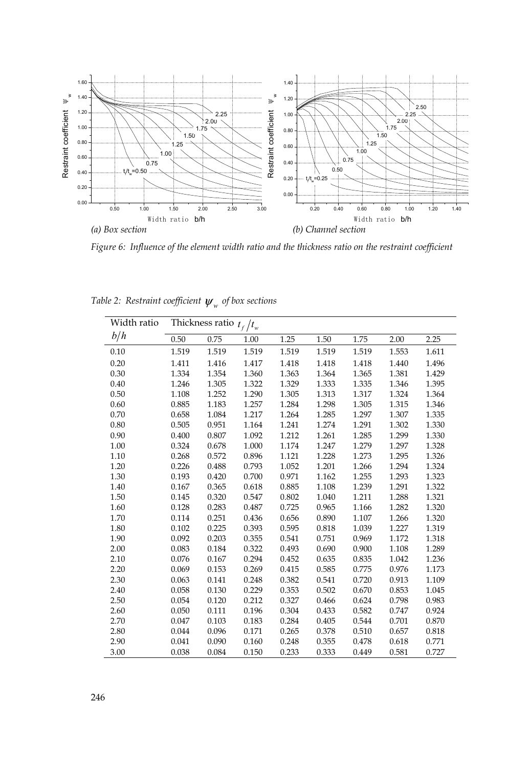(a) Box section

(b) Channel section

*Figure 6: Influence of the element width ratio and the thickness ratio on the restraint coefficient*

*Table 2: Restraint coefficient $\psi_w$ of box sections*

| Width ratio $b/h$ | Thickness ratio $t_f/t_w$ | | | | | | | |
|---|---|---|---|---|---|---|---|---|
| | 0.50 | 0.75 | 1.00 | 1.25 | 1.50 | 1.75 | 2.00 | 2.25 |
| 0.10 | 1.519 | 1.519 | 1.519 | 1.519 | 1.519 | 1.519 | 1.553 | 1.611 |
| 0.20 | 1.411 | 1.416 | 1.417 | 1.418 | 1.418 | 1.418 | 1.440 | 1.496 |
| 0.30 | 1.334 | 1.354 | 1.360 | 1.363 | 1.364 | 1.365 | 1.381 | 1.429 |
| 0.40 | 1.246 | 1.305 | 1.322 | 1.329 | 1.333 | 1.335 | 1.346 | 1.395 |
| 0.50 | 1.108 | 1.252 | 1.290 | 1.305 | 1.313 | 1.317 | 1.324 | 1.364 |
| 0.60 | 0.885 | 1.183 | 1.257 | 1.284 | 1.298 | 1.305 | 1.315 | 1.346 |
| 0.70 | 0.658 | 1.084 | 1.217 | 1.264 | 1.285 | 1.297 | 1.307 | 1.335 |
| 0.80 | 0.505 | 0.951 | 1.164 | 1.241 | 1.274 | 1.291 | 1.302 | 1.330 |
| 0.90 | 0.400 | 0.807 | 1.092 | 1.212 | 1.261 | 1.285 | 1.299 | 1.330 |
| 1.00 | 0.324 | 0.678 | 1.000 | 1.174 | 1.247 | 1.279 | 1.297 | 1.328 |
| 1.10 | 0.268 | 0.572 | 0.896 | 1.121 | 1.228 | 1.273 | 1.295 | 1.326 |
| 1.20 | 0.226 | 0.488 | 0.793 | 1.052 | 1.201 | 1.266 | 1.294 | 1.324 |
| 1.30 | 0.193 | 0.420 | 0.700 | 0.971 | 1.162 | 1.255 | 1.293 | 1.323 |
| 1.40 | 0.167 | 0.365 | 0.618 | 0.885 | 1.108 | 1.239 | 1.291 | 1.322 |
| 1.50 | 0.145 | 0.320 | 0.547 | 0.802 | 1.040 | 1.211 | 1.288 | 1.321 |
| 1.60 | 0.128 | 0.283 | 0.487 | 0.725 | 0.965 | 1.166 | 1.282 | 1.320 |
| 1.70 | 0.114 | 0.251 | 0.436 | 0.656 | 0.890 | 1.107 | 1.266 | 1.320 |
| 1.80 | 0.102 | 0.225 | 0.393 | 0.595 | 0.818 | 1.039 | 1.227 | 1.319 |
| 1.90 | 0.092 | 0.203 | 0.355 | 0.541 | 0.751 | 0.969 | 1.172 | 1.318 |
| 2.00 | 0.083 | 0.184 | 0.322 | 0.493 | 0.690 | 0.900 | 1.108 | 1.289 |
| 2.10 | 0.076 | 0.167 | 0.294 | 0.452 | 0.635 | 0.835 | 1.042 | 1.236 |
| 2.20 | 0.069 | 0.153 | 0.269 | 0.415 | 0.585 | 0.775 | 0.976 | 1.173 |
| 2.30 | 0.063 | 0.141 | 0.248 | 0.382 | 0.541 | 0.720 | 0.913 | 1.109 |
| 2.40 | 0.058 | 0.130 | 0.229 | 0.353 | 0.502 | 0.670 | 0.853 | 1.045 |
| 2.50 | 0.054 | 0.120 | 0.212 | 0.327 | 0.466 | 0.624 | 0.798 | 0.983 |
| 2.60 | 0.050 | 0.111 | 0.196 | 0.304 | 0.433 | 0.582 | 0.747 | 0.924 |
| 2.70 | 0.047 | 0.103 | 0.183 | 0.284 | 0.405 | 0.544 | 0.701 | 0.870 |
| 2.80 | 0.044 | 0.096 | 0.171 | 0.265 | 0.378 | 0.510 | 0.657 | 0.818 |
| 2.90 | 0.041 | 0.090 | 0.160 | 0.248 | 0.355 | 0.478 | 0.618 | 0.771 |
| 3.00 | 0.038 | 0.084 | 0.150 | 0.233 | 0.333 | 0.449 | 0.581 | 0.727 |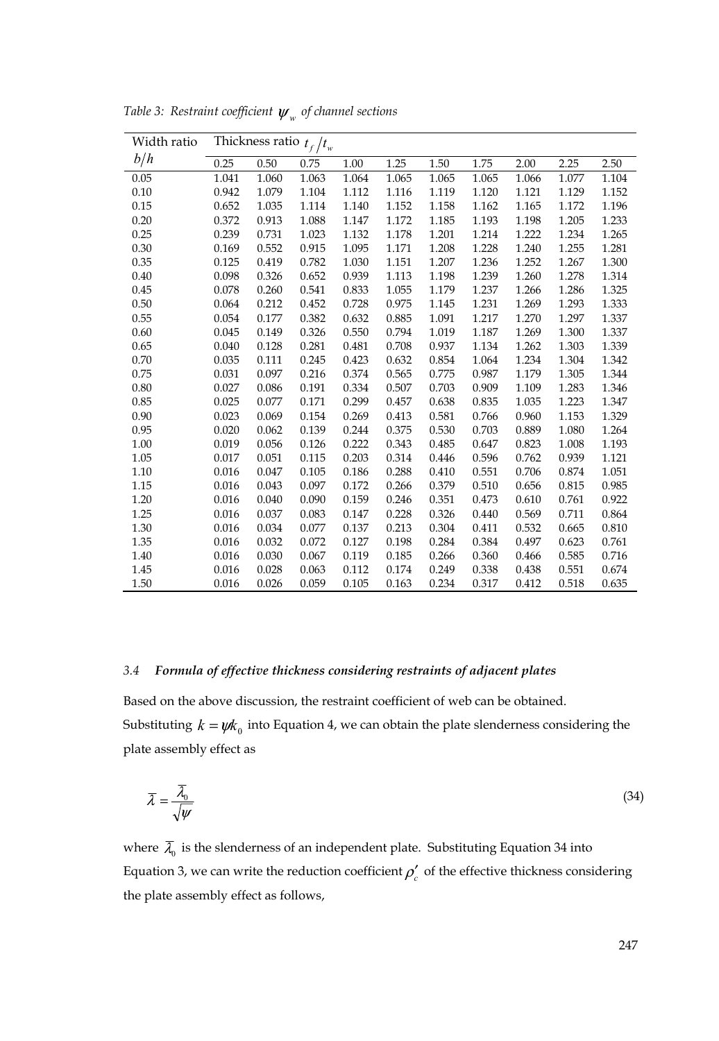*Table 3: Restraint coefficient $\psi_w$ of channel sections*

| Width ratio $b/h$ | Thickness ratio $t_f/t_w$ | | | | | | | | | |
|---|---|---|---|---|---|---|---|---|---|---|
| | 0.25 | 0.50 | 0.75 | 1.00 | 1.25 | 1.50 | 1.75 | 2.00 | 2.25 | 2.50 |
| 0.05 | 1.041 | 1.060 | 1.063 | 1.064 | 1.065 | 1.065 | 1.065 | 1.066 | 1.077 | 1.104 |
| 0.10 | 0.942 | 1.079 | 1.104 | 1.112 | 1.116 | 1.119 | 1.120 | 1.121 | 1.129 | 1.152 |
| 0.15 | 0.652 | 1.035 | 1.114 | 1.140 | 1.152 | 1.158 | 1.162 | 1.165 | 1.172 | 1.196 |
| 0.20 | 0.372 | 0.913 | 1.088 | 1.147 | 1.172 | 1.185 | 1.193 | 1.198 | 1.205 | 1.233 |
| 0.25 | 0.239 | 0.731 | 1.023 | 1.132 | 1.178 | 1.201 | 1.214 | 1.222 | 1.234 | 1.265 |
| 0.30 | 0.169 | 0.552 | 0.915 | 1.095 | 1.171 | 1.208 | 1.228 | 1.240 | 1.255 | 1.281 |
| 0.35 | 0.125 | 0.419 | 0.782 | 1.030 | 1.151 | 1.207 | 1.236 | 1.252 | 1.267 | 1.300 |
| 0.40 | 0.098 | 0.326 | 0.652 | 0.939 | 1.113 | 1.198 | 1.239 | 1.260 | 1.278 | 1.314 |
| 0.45 | 0.078 | 0.260 | 0.541 | 0.833 | 1.055 | 1.179 | 1.237 | 1.266 | 1.286 | 1.325 |
| 0.50 | 0.064 | 0.212 | 0.452 | 0.728 | 0.975 | 1.145 | 1.231 | 1.269 | 1.293 | 1.333 |
| 0.55 | 0.054 | 0.177 | 0.382 | 0.632 | 0.885 | 1.091 | 1.217 | 1.270 | 1.297 | 1.337 |
| 0.60 | 0.045 | 0.149 | 0.326 | 0.550 | 0.794 | 1.019 | 1.187 | 1.269 | 1.300 | 1.337 |
| 0.65 | 0.040 | 0.128 | 0.281 | 0.481 | 0.708 | 0.937 | 1.134 | 1.262 | 1.303 | 1.339 |
| 0.70 | 0.035 | 0.111 | 0.245 | 0.423 | 0.632 | 0.854 | 1.064 | 1.234 | 1.304 | 1.342 |
| 0.75 | 0.031 | 0.097 | 0.216 | 0.374 | 0.565 | 0.775 | 0.987 | 1.179 | 1.305 | 1.344 |
| 0.80 | 0.027 | 0.086 | 0.191 | 0.334 | 0.507 | 0.703 | 0.909 | 1.109 | 1.283 | 1.346 |
| 0.85 | 0.025 | 0.077 | 0.171 | 0.299 | 0.457 | 0.638 | 0.835 | 1.035 | 1.223 | 1.347 |
| 0.90 | 0.023 | 0.069 | 0.154 | 0.269 | 0.413 | 0.581 | 0.766 | 0.960 | 1.153 | 1.329 |
| 0.95 | 0.020 | 0.062 | 0.139 | 0.244 | 0.375 | 0.530 | 0.703 | 0.889 | 1.080 | 1.264 |
| 1.00 | 0.019 | 0.056 | 0.126 | 0.222 | 0.343 | 0.485 | 0.647 | 0.823 | 1.008 | 1.193 |
| 1.05 | 0.017 | 0.051 | 0.115 | 0.203 | 0.314 | 0.446 | 0.596 | 0.762 | 0.939 | 1.121 |
| 1.10 | 0.016 | 0.047 | 0.105 | 0.186 | 0.288 | 0.410 | 0.551 | 0.706 | 0.874 | 1.051 |
| 1.15 | 0.016 | 0.043 | 0.097 | 0.172 | 0.266 | 0.379 | 0.510 | 0.656 | 0.815 | 0.985 |
| 1.20 | 0.016 | 0.040 | 0.090 | 0.159 | 0.246 | 0.351 | 0.473 | 0.610 | 0.761 | 0.922 |
| 1.25 | 0.016 | 0.037 | 0.083 | 0.147 | 0.228 | 0.326 | 0.440 | 0.569 | 0.711 | 0.864 |
| 1.30 | 0.016 | 0.034 | 0.077 | 0.137 | 0.213 | 0.304 | 0.411 | 0.532 | 0.665 | 0.810 |
| 1.35 | 0.016 | 0.032 | 0.072 | 0.127 | 0.198 | 0.284 | 0.384 | 0.497 | 0.623 | 0.761 |
| 1.40 | 0.016 | 0.030 | 0.067 | 0.119 | 0.185 | 0.266 | 0.360 | 0.466 | 0.585 | 0.716 |
| 1.45 | 0.016 | 0.028 | 0.063 | 0.112 | 0.174 | 0.249 | 0.338 | 0.438 | 0.551 | 0.674 |
| 1.50 | 0.016 | 0.026 | 0.059 | 0.105 | 0.163 | 0.234 | 0.317 | 0.412 | 0.518 | 0.635 |

### 3.4 *Formula of effective thickness considering restraints of adjacent plates*

Based on the above discussion, the restraint coefficient of web can be obtained.
Substituting $k = \psi k_0$ into Equation 4, we can obtain the plate slenderness considering the plate assembly effect as

$$\bar{\lambda} = \frac{\bar{\lambda}_0}{\sqrt{\psi}} \tag{34}$$

where $\bar{\lambda}_0$ is the slenderness of an independent plate. Substituting Equation 34 into Equation 3, we can write the reduction coefficient $\rho_c'$ of the effective thickness considering the plate assembly effect as follows,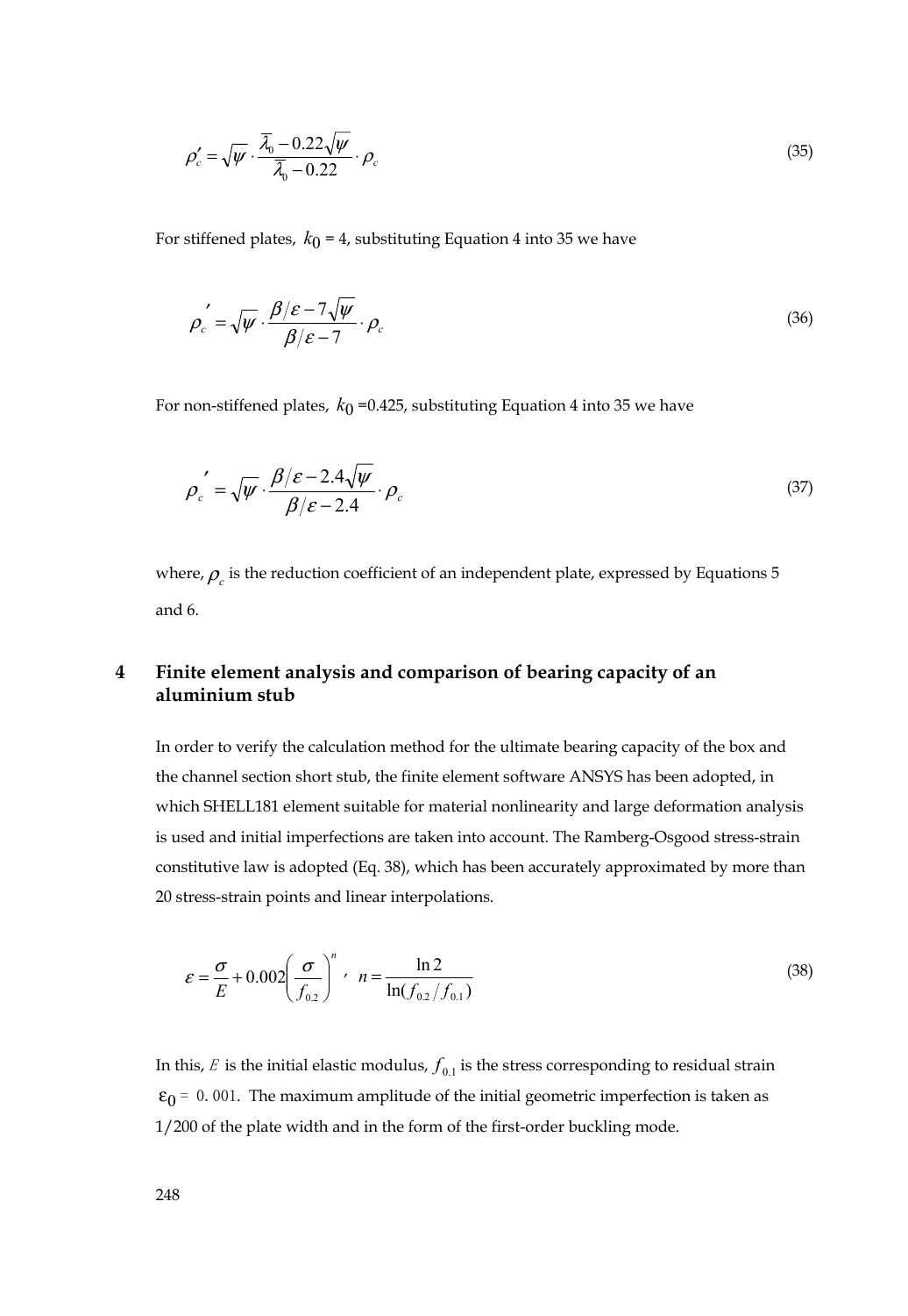$$\rho_c' = \sqrt{\psi} \cdot \frac{\overline{\lambda}_0 - 0.22\sqrt{\psi}}{\overline{\lambda}_0 - 0.22} \cdot \rho_c \tag{35}$$

For stiffened plates, $k_0$ = 4, substituting Equation 4 into 35 we have

$$\rho_c' = \sqrt{\psi} \cdot \frac{\beta/\varepsilon - 7\sqrt{\psi}}{\beta/\varepsilon - 7} \cdot \rho_c \tag{36}$$

For non-stiffened plates, $k_0$ =0.425, substituting Equation 4 into 35 we have

$$\rho_c' = \sqrt{\psi} \cdot \frac{\beta/\varepsilon - 2.4\sqrt{\psi}}{\beta/\varepsilon - 2.4} \cdot \rho_c \tag{37}$$

where, $\rho_c$ is the reduction coefficient of an independent plate, expressed by Equations 5 and 6.

## 4 Finite element analysis and comparison of bearing capacity of an aluminium stub

In order to verify the calculation method for the ultimate bearing capacity of the box and the channel section short stub, the finite element software ANSYS has been adopted, in which SHELL181 element suitable for material nonlinearity and large deformation analysis is used and initial imperfections are taken into account. The Ramberg-Osgood stress-strain constitutive law is adopted (Eq. 38), which has been accurately approximated by more than 20 stress-strain points and linear interpolations.

$$\varepsilon = \frac{\sigma}{E} + 0.002\left(\frac{\sigma}{f_{0.2}}\right)^n, \quad n = \frac{\ln 2}{\ln(f_{0.2}/f_{0.1})} \tag{38}$$

In this, $E$ is the initial elastic modulus, $f_{0.1}$ is the stress corresponding to residual strain $\varepsilon_0 = 0.001$. The maximum amplitude of the initial geometric imperfection is taken as 1/200 of the plate width and in the form of the first-order buckling mode.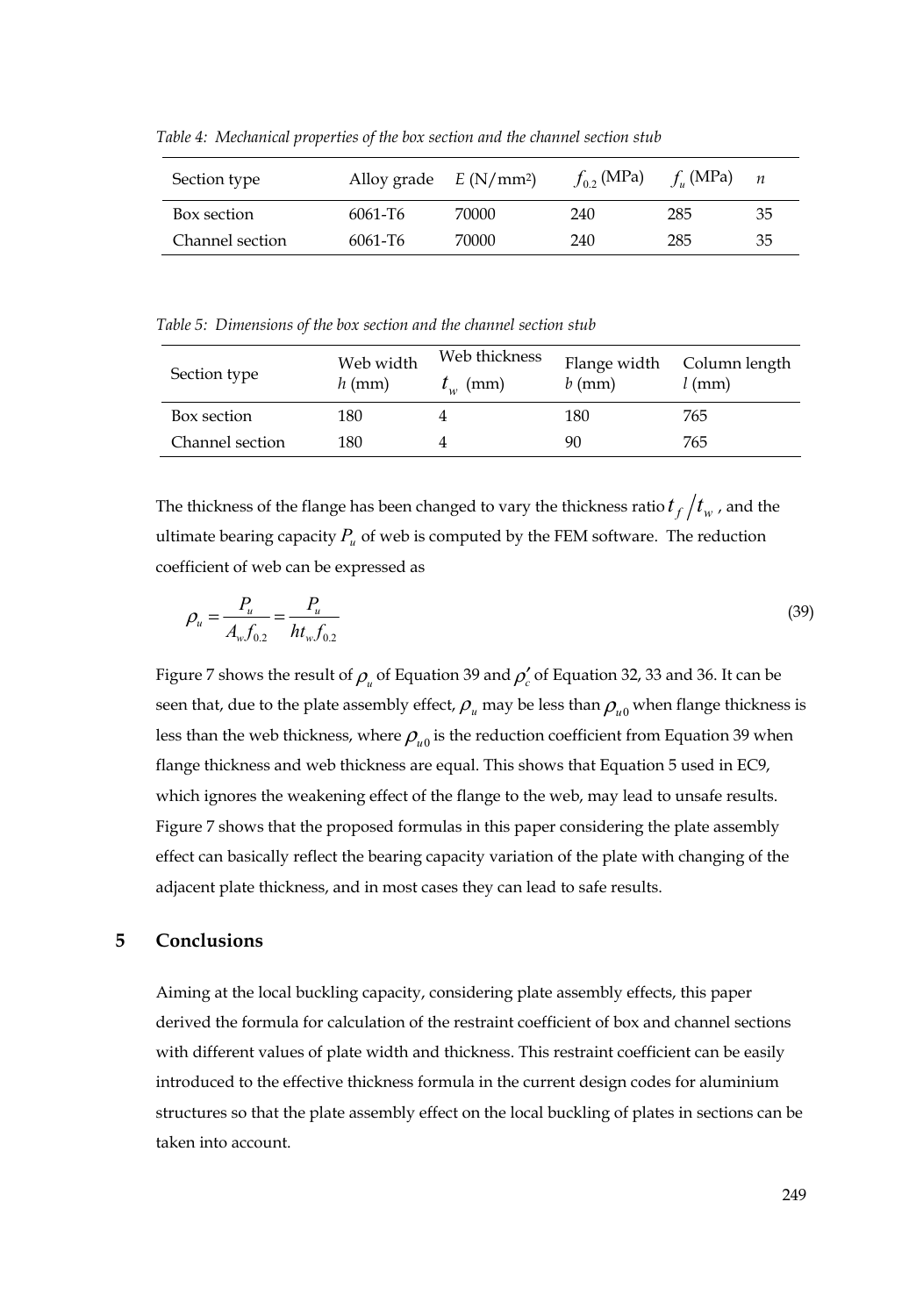*Table 4: Mechanical properties of the box section and the channel section stub*

| Section type | Alloy grade | $E$ (N/mm²) | $f_{0.2}$ (MPa) | $f_u$ (MPa) | $n$ |
|---|---|---|---|---|---|
| Box section | 6061-T6 | 70000 | 240 | 285 | 35 |
| Channel section | 6061-T6 | 70000 | 240 | 285 | 35 |

*Table 5: Dimensions of the box section and the channel section stub*

| Section type | Web width $h$ (mm) | Web thickness $t_w$ (mm) | Flange width $b$ (mm) | Column length $l$ (mm) |
|---|---|---|---|---|
| Box section | 180 | 4 | 180 | 765 |
| Channel section | 180 | 4 | 90 | 765 |

The thickness of the flange has been changed to vary the thickness ratio $t_f/t_w$, and the ultimate bearing capacity $P_u$ of web is computed by the FEM software. The reduction coefficient of web can be expressed as

$$\rho_u = \frac{P_u}{A_w f_{0.2}} = \frac{P_u}{h t_w f_{0.2}} \tag{39}$$

Figure 7 shows the result of $\rho_u$ of Equation 39 and $\rho_c'$ of Equation 32, 33 and 36. It can be seen that, due to the plate assembly effect, $\rho_u$ may be less than $\rho_{u0}$ when flange thickness is less than the web thickness, where $\rho_{u0}$ is the reduction coefficient from Equation 39 when flange thickness and web thickness are equal. This shows that Equation 5 used in EC9, which ignores the weakening effect of the flange to the web, may lead to unsafe results. Figure 7 shows that the proposed formulas in this paper considering the plate assembly effect can basically reflect the bearing capacity variation of the plate with changing of the adjacent plate thickness, and in most cases they can lead to safe results.

## 5 Conclusions

Aiming at the local buckling capacity, considering plate assembly effects, this paper derived the formula for calculation of the restraint coefficient of box and channel sections with different values of plate width and thickness. This restraint coefficient can be easily introduced to the effective thickness formula in the current design codes for aluminium structures so that the plate assembly effect on the local buckling of plates in sections can be taken into account.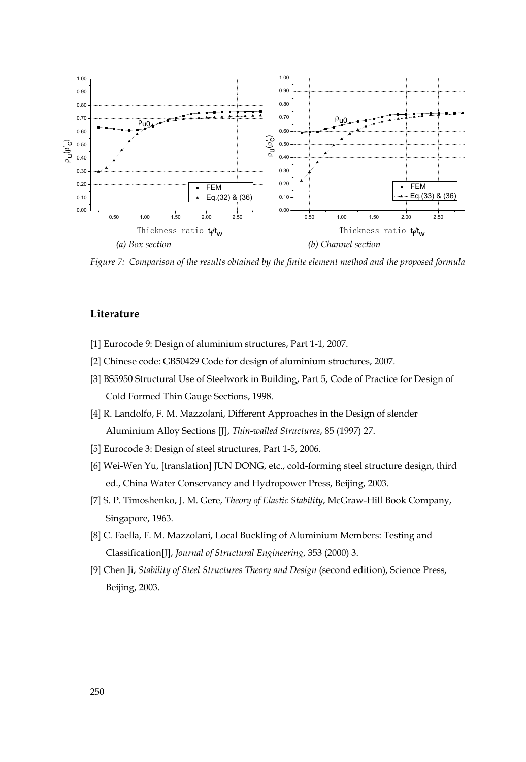1.00
0.90
0.80
0.70
0.60
0.50
0.40
0.30
0.20
0.10
0.00

$\rho_u(\rho'_c)$

$\rho_{u0}$

FEM

Eq.(32) & (36)

0.50 1.00 1.50 2.00 2.50

Thickness ratio $t_f/t_w$

*(a) Box section*

1.00
0.90
0.80
0.70
0.60
0.50
0.40
0.30
0.20
0.10
0.00

$\rho_u(\rho_c)$

$\rho_{u0}$

FEM

Eq.(33) & (36)

0.50 1.00 1.50 2.00 2.50

Thickness ratio $t_f/t_w$

*(b) Channel section*

*Figure 7: Comparison of the results obtained by the finite element method and the proposed formula*

## Literature

[1] Eurocode 9: Design of aluminium structures, Part 1-1, 2007.

[2] Chinese code: GB50429 Code for design of aluminium structures, 2007.

[3] BS5950 Structural Use of Steelwork in Building, Part 5, Code of Practice for Design of Cold Formed Thin Gauge Sections, 1998.

[4] R. Landolfo, F. M. Mazzolani, Different Approaches in the Design of slender Aluminium Alloy Sections [J], *Thin-walled Structures*, 85 (1997) 27.

[5] Eurocode 3: Design of steel structures, Part 1-5, 2006.

[6] Wei-Wen Yu, [translation] JUN DONG, etc., cold-forming steel structure design, third ed., China Water Conservancy and Hydropower Press, Beijing, 2003.

[7] S. P. Timoshenko, J. M. Gere, *Theory of Elastic Stability*, McGraw-Hill Book Company, Singapore, 1963.

[8] C. Faella, F. M. Mazzolani, Local Buckling of Aluminium Members: Testing and Classification[J], *Journal of Structural Engineering*, 353 (2000) 3.

[9] Chen Ji, *Stability of Steel Structures Theory and Design* (second edition), Science Press, Beijing, 2003.